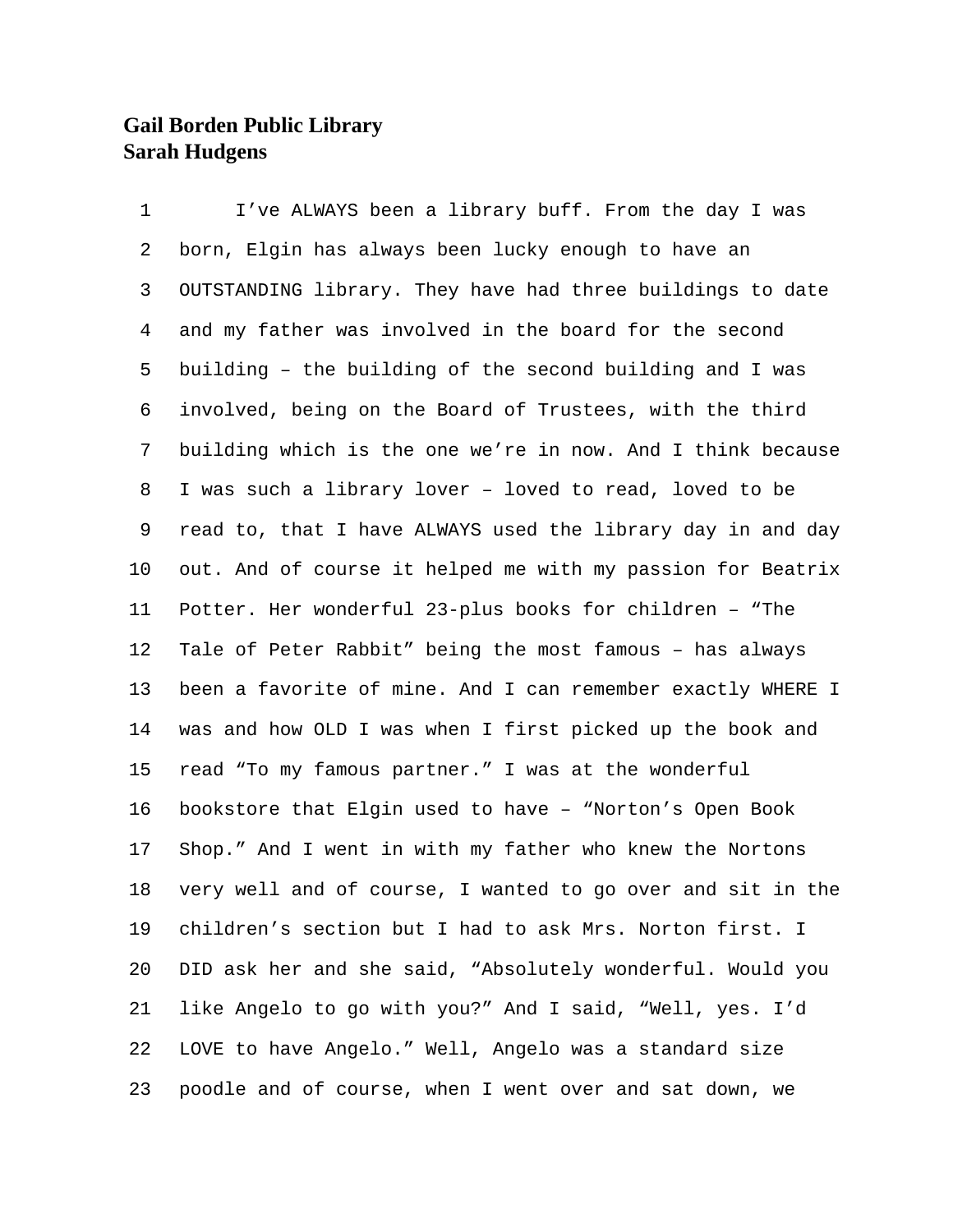**Gail Borden Public Library**
**Sarah Hudgens**

I've ALWAYS been a library buff. From the day I was born, Elgin has always been lucky enough to have an OUTSTANDING library. They have had three buildings to date and my father was involved in the board for the second building – the building of the second building and I was involved, being on the Board of Trustees, with the third building which is the one we're in now. And I think because I was such a library lover – loved to read, loved to be read to, that I have ALWAYS used the library day in and day out. And of course it helped me with my passion for Beatrix Potter. Her wonderful 23-plus books for children – "The Tale of Peter Rabbit" being the most famous – has always been a favorite of mine. And I can remember exactly WHERE I was and how OLD I was when I first picked up the book and read "To my famous partner." I was at the wonderful bookstore that Elgin used to have – "Norton's Open Book Shop." And I went in with my father who knew the Nortons very well and of course, I wanted to go over and sit in the children's section but I had to ask Mrs. Norton first. I DID ask her and she said, "Absolutely wonderful. Would you like Angelo to go with you?" And I said, "Well, yes. I'd LOVE to have Angelo." Well, Angelo was a standard size poodle and of course, when I went over and sat down, we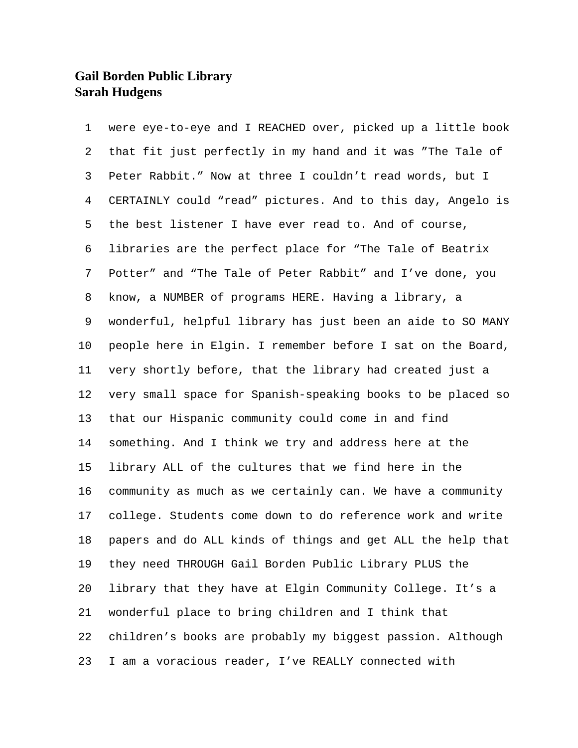were eye-to-eye and I REACHED over, picked up a little book that fit just perfectly in my hand and it was ”The Tale of Peter Rabbit.” Now at three I couldn’t read words, but I CERTAINLY could “read” pictures. And to this day, Angelo is the best listener I have ever read to. And of course, libraries are the perfect place for “The Tale of Beatrix Potter” and “The Tale of Peter Rabbit” and I’ve done, you know, a NUMBER of programs HERE. Having a library, a wonderful, helpful library has just been an aide to SO MANY people here in Elgin. I remember before I sat on the Board, very shortly before, that the library had created just a very small space for Spanish-speaking books to be placed so that our Hispanic community could come in and find something. And I think we try and address here at the library ALL of the cultures that we find here in the community as much as we certainly can. We have a community college. Students come down to do reference work and write papers and do ALL kinds of things and get ALL the help that they need THROUGH Gail Borden Public Library PLUS the library that they have at Elgin Community College. It’s a wonderful place to bring children and I think that children’s books are probably my biggest passion. Although I am a voracious reader, I’ve REALLY connected with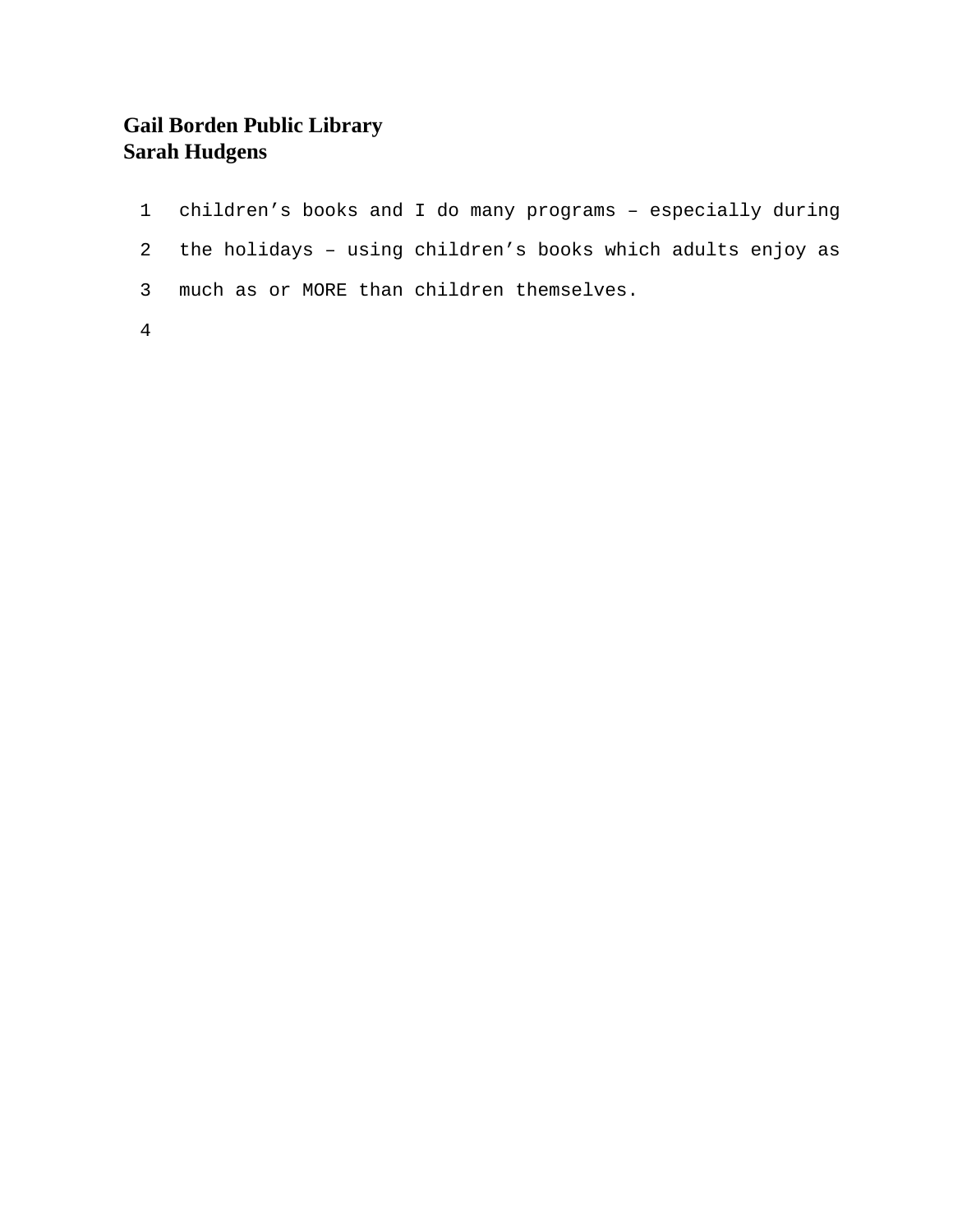children's books and I do many programs – especially during the holidays – using children's books which adults enjoy as much as or MORE than children themselves.